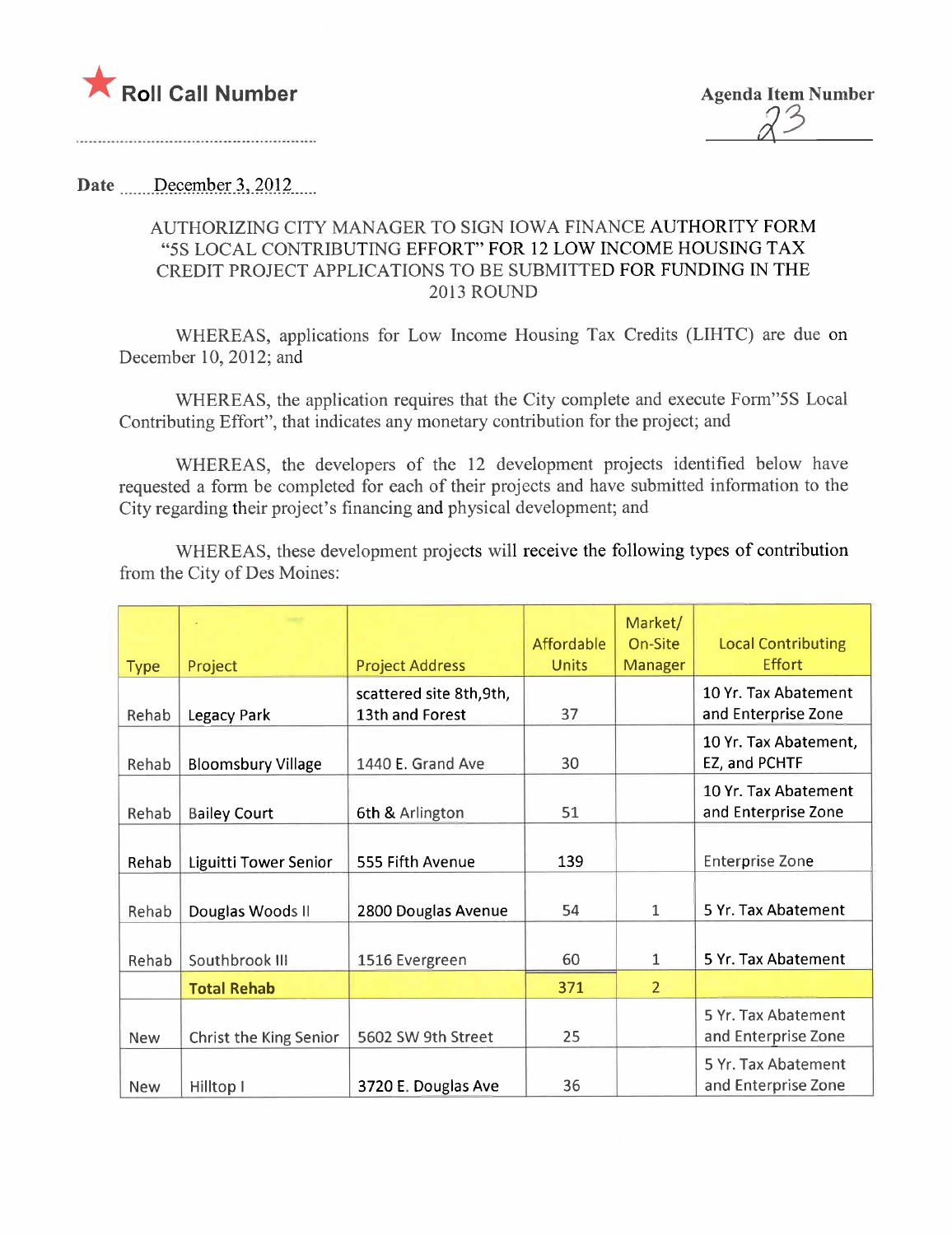★ **Roll Call Number**

**Agenda Item Number** 23

**Date** December 3, 2012

AUTHORIZING CITY MANAGER TO SIGN IOWA FINANCE AUTHORITY FORM "5S LOCAL CONTRIBUTING EFFORT" FOR 12 LOW INCOME HOUSING TAX CREDIT PROJECT APPLICATIONS TO BE SUBMITTED FOR FUNDING IN THE 2013 ROUND

WHEREAS, applications for Low Income Housing Tax Credits (LIHTC) are due on December 10, 2012; and

WHEREAS, the application requires that the City complete and execute Form"5S Local Contributing Effort", that indicates any monetary contribution for the project; and

WHEREAS, the developers of the 12 development projects identified below have requested a form be completed for each of their projects and have submitted information to the City regarding their project's financing and physical development; and

WHEREAS, these development projects will receive the following types of contribution from the City of Des Moines:

| Type | Project | Project Address | Affordable Units | Market/ On-Site Manager | Local Contributing Effort |
|---|---|---|---|---|---|
| Rehab | Legacy Park | scattered site 8th,9th, 13th and Forest | 37 | | 10 Yr. Tax Abatement and Enterprise Zone |
| Rehab | Bloomsbury Village | 1440 E. Grand Ave | 30 | | 10 Yr. Tax Abatement, EZ, and PCHTF |
| Rehab | Bailey Court | 6th & Arlington | 51 | | 10 Yr. Tax Abatement and Enterprise Zone |
| Rehab | Liguitti Tower Senior | 555 Fifth Avenue | 139 | | Enterprise Zone |
| Rehab | Douglas Woods II | 2800 Douglas Avenue | 54 | 1 | 5 Yr. Tax Abatement |
| Rehab | Southbrook III | 1516 Evergreen | 60 | 1 | 5 Yr. Tax Abatement |
| | **Total Rehab** | | 371 | 2 | |
| New | Christ the King Senior | 5602 SW 9th Street | 25 | | 5 Yr. Tax Abatement and Enterprise Zone |
| New | Hilltop I | 3720 E. Douglas Ave | 36 | | 5 Yr. Tax Abatement and Enterprise Zone |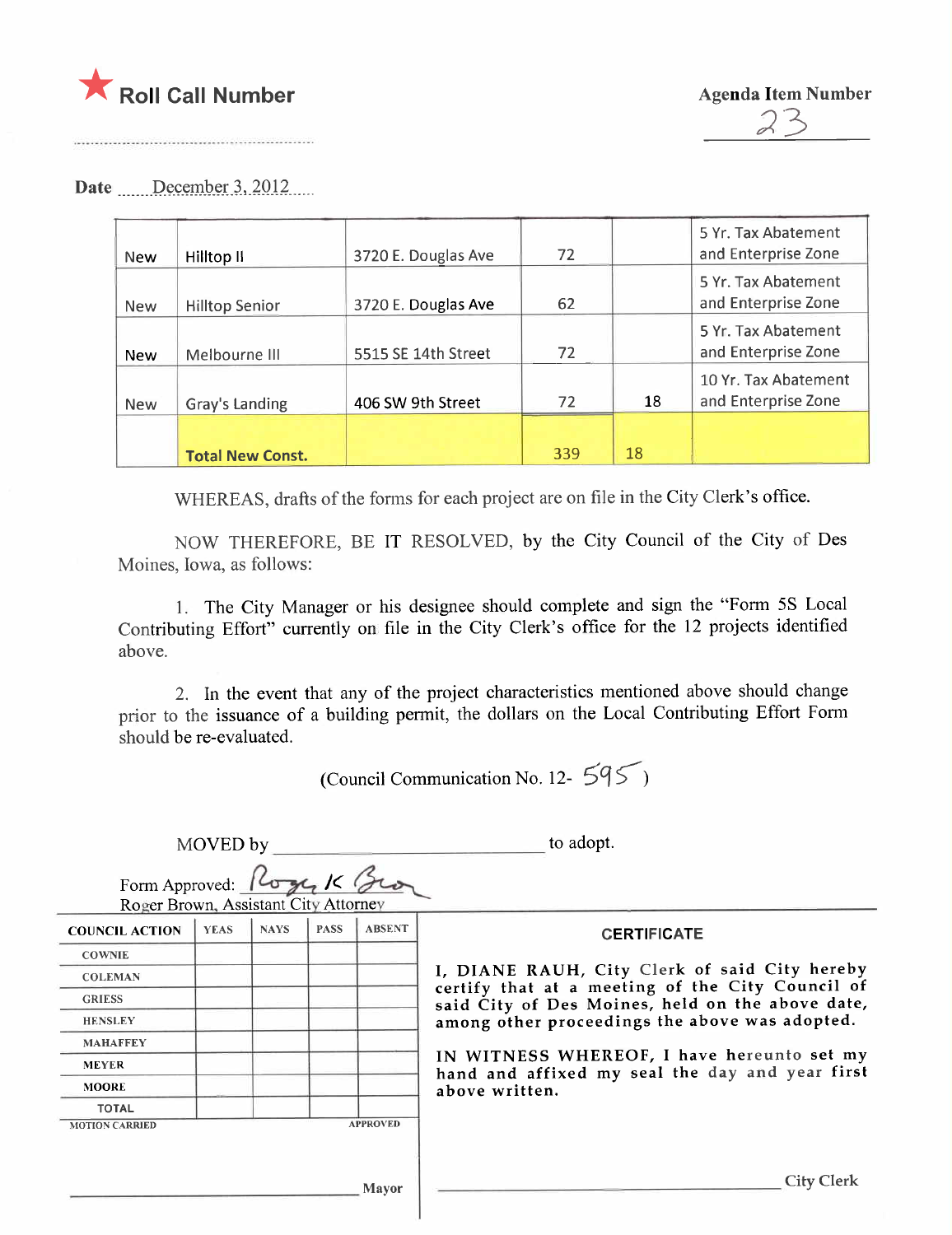★ **Roll Call Number**

.........................................................

**Agenda Item Number**

23

Date December 3, 2012

| | | | | | |
|---|---|---|---|---|---|
| New | Hilltop II | 3720 E. Douglas Ave | 72 | | 5 Yr. Tax Abatement and Enterprise Zone |
| New | Hilltop Senior | 3720 E. Douglas Ave | 62 | | 5 Yr. Tax Abatement and Enterprise Zone |
| New | Melbourne III | 5515 SE 14th Street | 72 | | 5 Yr. Tax Abatement and Enterprise Zone |
| New | Gray's Landing | 406 SW 9th Street | 72 | 18 | 10 Yr. Tax Abatement and Enterprise Zone |
| | **Total New Const.** | | 339 | 18 | |

WHEREAS, drafts of the forms for each project are on file in the City Clerk's office.

NOW THEREFORE, BE IT RESOLVED, by the City Council of the City of Des Moines, Iowa, as follows:

1. The City Manager or his designee should complete and sign the "Form 5S Local Contributing Effort" currently on file in the City Clerk's office for the 12 projects identified above.

2. In the event that any of the project characteristics mentioned above should change prior to the issuance of a building permit, the dollars on the Local Contributing Effort Form should be re-evaluated.

(Council Communication No. 12- 595 )

MOVED by ______________________________ to adopt.

Form Approved: Roger K Brown
Roger Brown, Assistant City Attorney

| COUNCIL ACTION | YEAS | NAYS | PASS | ABSENT |
|---|---|---|---|---|
| COWNIE | | | | |
| COLEMAN | | | | |
| GRIESS | | | | |
| HENSLEY | | | | |
| MAHAFFEY | | | | |
| MEYER | | | | |
| MOORE | | | | |
| TOTAL | | | | |

MOTION CARRIED APPROVED

______________________________ Mayor

**CERTIFICATE**

I, DIANE RAUH, City Clerk of said City hereby certify that at a meeting of the City Council of said City of Des Moines, held on the above date, among other proceedings the above was adopted.

IN WITNESS WHEREOF, I have hereunto set my hand and affixed my seal the day and year first above written.

______________________________ City Clerk